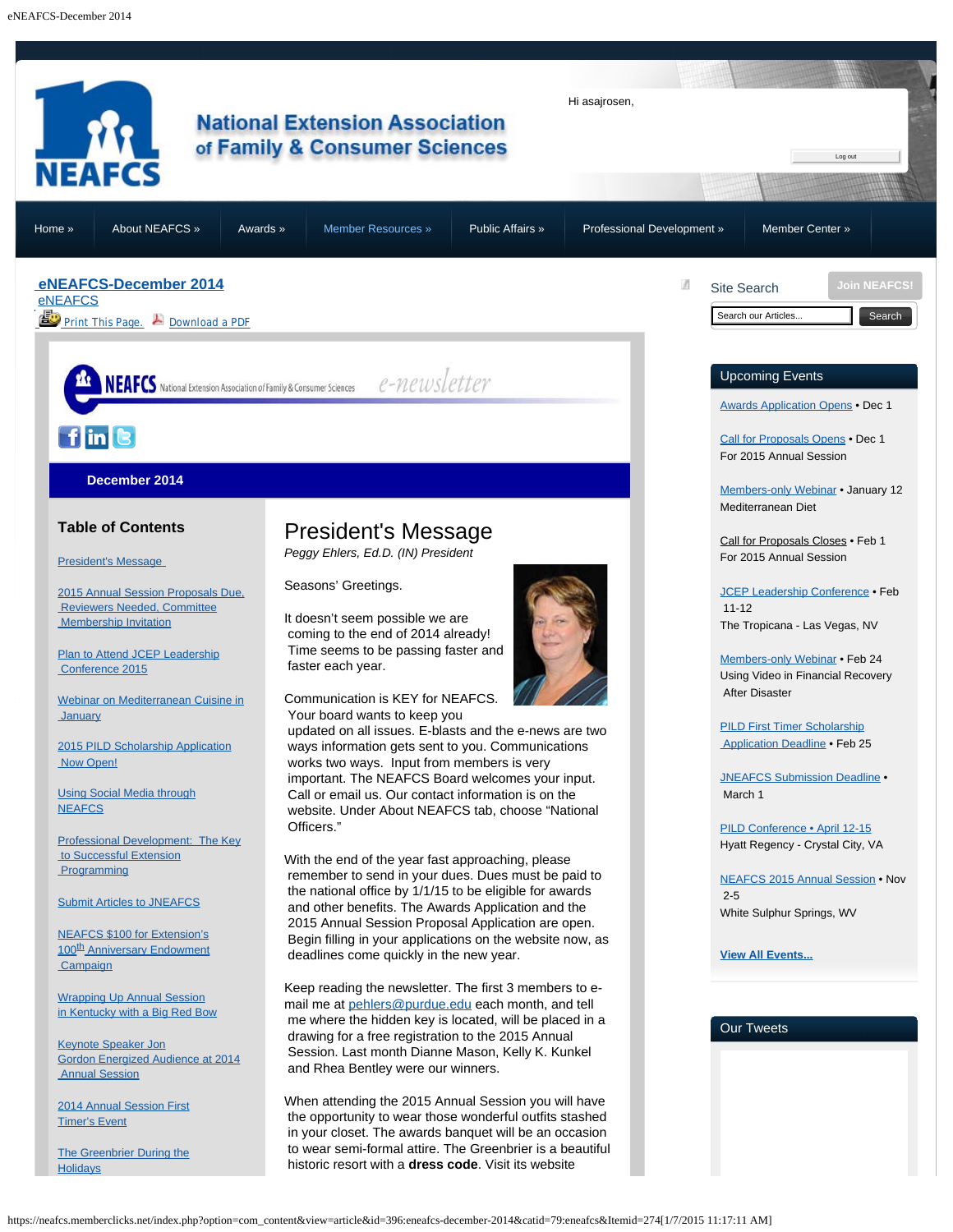National Extension Association of Family & Consumer Sciences

Hi asajrosen,

Log out

Home » | About NEAFCS » | Awards » | Member Resources » | Public Affairs » | Professional Development » | Member Center »

# eNEAFCS-December 2014

eNEAFCS

Print This Page. Download a PDF

NEAFCS National Extension Association of Family & Consumer Sciences e-newsletter

**December 2014**

## Table of Contents

- President's Message
- 2015 Annual Session Proposals Due, Reviewers Needed, Committee Membership Invitation
- Plan to Attend JCEP Leadership Conference 2015
- Webinar on Mediterranean Cuisine in January
- 2015 PILD Scholarship Application Now Open!
- Using Social Media through NEAFCS
- Professional Development: The Key to Successful Extension Programming
- Submit Articles to JNEAFCS
- NEAFCS $100 for Extension's 100th Anniversary Endowment Campaign
- Wrapping Up Annual Session in Kentucky with a Big Red Bow
- Keynote Speaker Jon Gordon Energized Audience at 2014 Annual Session
- 2014 Annual Session First Timer's Event
- The Greenbrier During the Holidays

## President's Message

*Peggy Ehlers, Ed.D. (IN) President*

Seasons' Greetings.

It doesn't seem possible we are coming to the end of 2014 already! Time seems to be passing faster and faster each year.

Communication is KEY for NEAFCS. Your board wants to keep you updated on all issues. E-blasts and the e-news are two ways information gets sent to you. Communications works two ways. Input from members is very important. The NEAFCS Board welcomes your input. Call or email us. Our contact information is on the website. Under About NEAFCS tab, choose "National Officers."

With the end of the year fast approaching, please remember to send in your dues. Dues must be paid to the national office by 1/1/15 to be eligible for awards and other benefits. The Awards Application and the 2015 Annual Session Proposal Application are open. Begin filling in your applications on the website now, as deadlines come quickly in the new year.

Keep reading the newsletter. The first 3 members to e-mail me at pehlers@purdue.edu each month, and tell me where the hidden key is located, will be placed in a drawing for a free registration to the 2015 Annual Session. Last month Dianne Mason, Kelly K. Kunkel and Rhea Bentley were our winners.

When attending the 2015 Annual Session you will have the opportunity to wear those wonderful outfits stashed in your closet. The awards banquet will be an occasion to wear semi-formal attire. The Greenbrier is a beautiful historic resort with a **dress code**. Visit its website

---

Site Search

Join NEAFCS!

Search our Articles... | Search

### Upcoming Events

Awards Application Opens • Dec 1

Call for Proposals Opens • Dec 1
For 2015 Annual Session

Members-only Webinar • January 12
Mediterranean Diet

Call for Proposals Closes • Feb 1
For 2015 Annual Session

JCEP Leadership Conference • Feb 11-12
The Tropicana - Las Vegas, NV

Members-only Webinar • Feb 24
Using Video in Financial Recovery After Disaster

PILD First Timer Scholarship Application Deadline • Feb 25

JNEAFCS Submission Deadline • March 1

PILD Conference • April 12-15
Hyatt Regency - Crystal City, VA

NEAFCS 2015 Annual Session • Nov 2-5
White Sulphur Springs, WV

**View All Events...**

### Our Tweets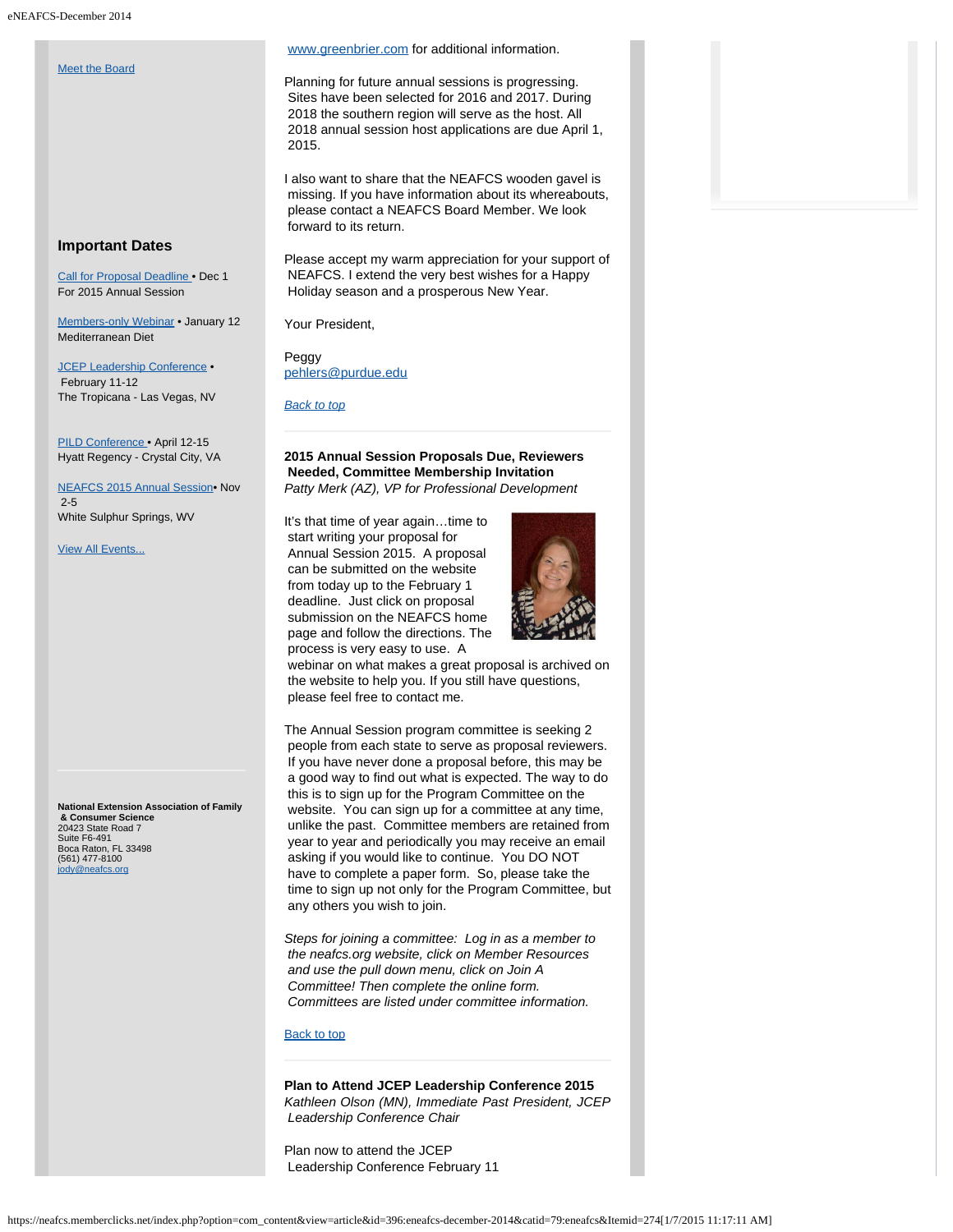Meet the Board

### Important Dates

Call for Proposal Deadline • Dec 1
For 2015 Annual Session

Members-only Webinar • January 12
Mediterranean Diet

JCEP Leadership Conference • February 11-12
The Tropicana - Las Vegas, NV

PILD Conference • April 12-15
Hyatt Regency - Crystal City, VA

NEAFCS 2015 Annual Session • Nov 2-5
White Sulphur Springs, WV

View All Events...

**National Extension Association of Family & Consumer Science**
20423 State Road 7
Suite F6-491
Boca Raton, FL 33498
(561) 477-8100
jody@neafcs.org

www.greenbrier.com for additional information.

Planning for future annual sessions is progressing. Sites have been selected for 2016 and 2017. During 2018 the southern region will serve as the host. All 2018 annual session host applications are due April 1, 2015.

I also want to share that the NEAFCS wooden gavel is missing. If you have information about its whereabouts, please contact a NEAFCS Board Member. We look forward to its return.

Please accept my warm appreciation for your support of NEAFCS. I extend the very best wishes for a Happy Holiday season and a prosperous New Year.

Your President,

Peggy
pehlers@purdue.edu

*Back to top*

---

**2015 Annual Session Proposals Due, Reviewers Needed, Committee Membership Invitation**
*Patty Merk (AZ), VP for Professional Development*

It's that time of year again…time to start writing your proposal for Annual Session 2015. A proposal can be submitted on the website from today up to the February 1 deadline. Just click on proposal submission on the NEAFCS home page and follow the directions. The process is very easy to use. A webinar on what makes a great proposal is archived on the website to help you. If you still have questions, please feel free to contact me.

The Annual Session program committee is seeking 2 people from each state to serve as proposal reviewers. If you have never done a proposal before, this may be a good way to find out what is expected. The way to do this is to sign up for the Program Committee on the website. You can sign up for a committee at any time, unlike the past. Committee members are retained from year to year and periodically you may receive an email asking if you would like to continue. You DO NOT have to complete a paper form. So, please take the time to sign up not only for the Program Committee, but any others you wish to join.

*Steps for joining a committee: Log in as a member to the neafcs.org website, click on Member Resources and use the pull down menu, click on Join A Committee! Then complete the online form. Committees are listed under committee information.*

Back to top

---

**Plan to Attend JCEP Leadership Conference 2015**
*Kathleen Olson (MN), Immediate Past President, JCEP Leadership Conference Chair*

Plan now to attend the JCEP Leadership Conference February 11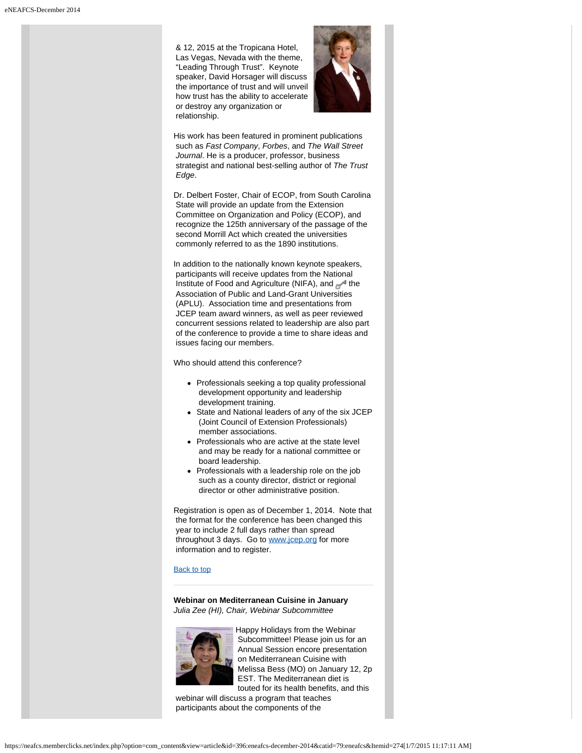& 12, 2015 at the Tropicana Hotel, Las Vegas, Nevada with the theme, "Leading Through Trust". Keynote speaker, David Horsager will discuss the importance of trust and will unveil how trust has the ability to accelerate or destroy any organization or relationship.

His work has been featured in prominent publications such as *Fast Company*, *Forbes*, and *The Wall Street Journal*. He is a producer, professor, business strategist and national best-selling author of *The Trust Edge*.

Dr. Delbert Foster, Chair of ECOP, from South Carolina State will provide an update from the Extension Committee on Organization and Policy (ECOP), and recognize the 125th anniversary of the passage of the second Morrill Act which created the universities commonly referred to as the 1890 institutions.

In addition to the nationally known keynote speakers, participants will receive updates from the National Institute of Food and Agriculture (NIFA), and the Association of Public and Land-Grant Universities (APLU). Association time and presentations from JCEP team award winners, as well as peer reviewed concurrent sessions related to leadership are also part of the conference to provide a time to share ideas and issues facing our members.

Who should attend this conference?

- Professionals seeking a top quality professional development opportunity and leadership development training.
- State and National leaders of any of the six JCEP (Joint Council of Extension Professionals) member associations.
- Professionals who are active at the state level and may be ready for a national committee or board leadership.
- Professionals with a leadership role on the job such as a county director, district or regional director or other administrative position.

Registration is open as of December 1, 2014. Note that the format for the conference has been changed this year to include 2 full days rather than spread throughout 3 days. Go to [www.jcep.org](www.jcep.org) for more information and to register.

[Back to top](#)

---

**Webinar on Mediterranean Cuisine in January**
*Julia Zee (HI), Chair, Webinar Subcommittee*

Happy Holidays from the Webinar Subcommittee! Please join us for an Annual Session encore presentation on Mediterranean Cuisine with Melissa Bess (MO) on January 12, 2p EST. The Mediterranean diet is touted for its health benefits, and this webinar will discuss a program that teaches participants about the components of the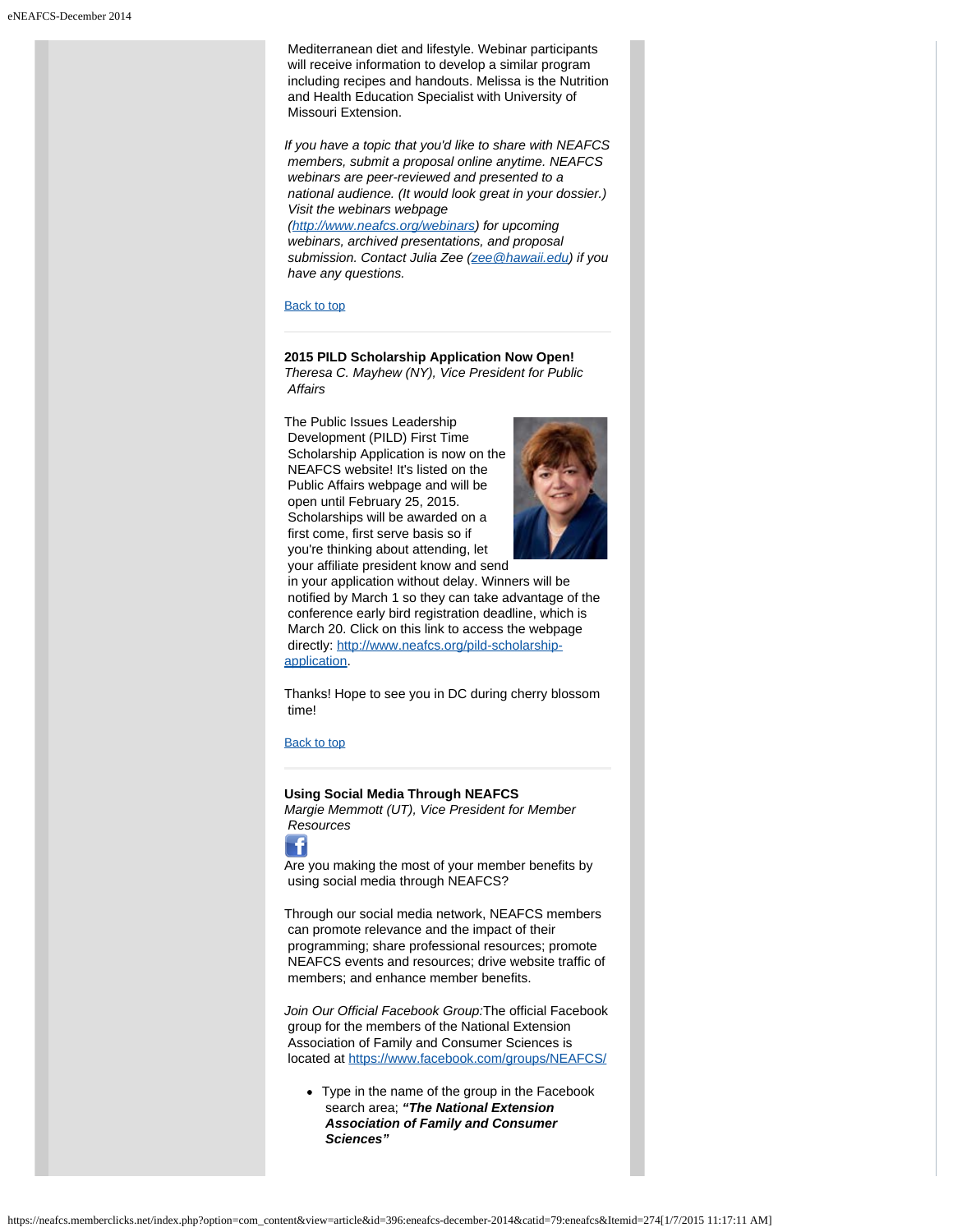Mediterranean diet and lifestyle. Webinar participants will receive information to develop a similar program including recipes and handouts. Melissa is the Nutrition and Health Education Specialist with University of Missouri Extension.

*If you have a topic that you'd like to share with NEAFCS members, submit a proposal online anytime. NEAFCS webinars are peer-reviewed and presented to a national audience. (It would look great in your dossier.) Visit the webinars webpage ([http://www.neafcs.org/webinars](http://www.neafcs.org/webinars)) for upcoming webinars, archived presentations, and proposal submission. Contact Julia Zee ([zee@hawaii.edu](mailto:zee@hawaii.edu)) if you have any questions.*

[Back to top](#)

---

**2015 PILD Scholarship Application Now Open!**
*Theresa C. Mayhew (NY), Vice President for Public Affairs*

The Public Issues Leadership Development (PILD) First Time Scholarship Application is now on the NEAFCS website! It's listed on the Public Affairs webpage and will be open until February 25, 2015. Scholarships will be awarded on a first come, first serve basis so if you're thinking about attending, let your affiliate president know and send in your application without delay. Winners will be notified by March 1 so they can take advantage of the conference early bird registration deadline, which is March 20. Click on this link to access the webpage directly: [http://www.neafcs.org/pild-scholarship-application](http://www.neafcs.org/pild-scholarship-application).

Thanks! Hope to see you in DC during cherry blossom time!

[Back to top](#)

---

**Using Social Media Through NEAFCS**
*Margie Memmott (UT), Vice President for Member Resources*

Are you making the most of your member benefits by using social media through NEAFCS?

Through our social media network, NEAFCS members can promote relevance and the impact of their programming; share professional resources; promote NEAFCS events and resources; drive website traffic of members; and enhance member benefits.

*Join Our Official Facebook Group:* The official Facebook group for the members of the National Extension Association of Family and Consumer Sciences is located at [https://www.facebook.com/groups/NEAFCS/](https://www.facebook.com/groups/NEAFCS/)

- Type in the name of the group in the Facebook search area; ***"The National Extension Association of Family and Consumer Sciences"***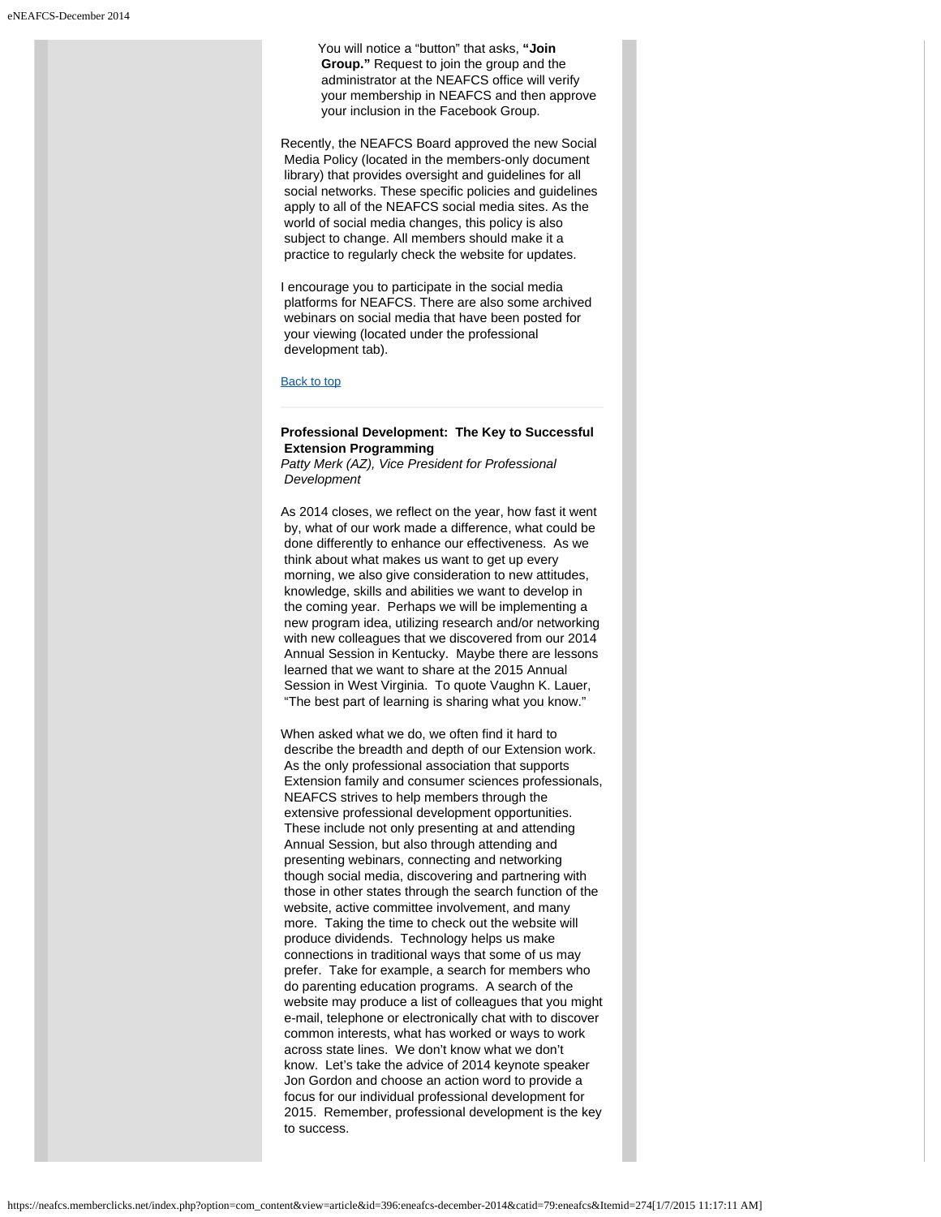You will notice a "button" that asks, **"Join Group."** Request to join the group and the administrator at the NEAFCS office will verify your membership in NEAFCS and then approve your inclusion in the Facebook Group.

Recently, the NEAFCS Board approved the new Social Media Policy (located in the members-only document library) that provides oversight and guidelines for all social networks. These specific policies and guidelines apply to all of the NEAFCS social media sites. As the world of social media changes, this policy is also subject to change. All members should make it a practice to regularly check the website for updates.

I encourage you to participate in the social media platforms for NEAFCS. There are also some archived webinars on social media that have been posted for your viewing (located under the professional development tab).

Back to top

---

**Professional Development: The Key to Successful Extension Programming**
*Patty Merk (AZ), Vice President for Professional Development*

As 2014 closes, we reflect on the year, how fast it went by, what of our work made a difference, what could be done differently to enhance our effectiveness. As we think about what makes us want to get up every morning, we also give consideration to new attitudes, knowledge, skills and abilities we want to develop in the coming year. Perhaps we will be implementing a new program idea, utilizing research and/or networking with new colleagues that we discovered from our 2014 Annual Session in Kentucky. Maybe there are lessons learned that we want to share at the 2015 Annual Session in West Virginia. To quote Vaughn K. Lauer, "The best part of learning is sharing what you know."

When asked what we do, we often find it hard to describe the breadth and depth of our Extension work. As the only professional association that supports Extension family and consumer sciences professionals, NEAFCS strives to help members through the extensive professional development opportunities. These include not only presenting at and attending Annual Session, but also through attending and presenting webinars, connecting and networking though social media, discovering and partnering with those in other states through the search function of the website, active committee involvement, and many more. Taking the time to check out the website will produce dividends. Technology helps us make connections in traditional ways that some of us may prefer. Take for example, a search for members who do parenting education programs. A search of the website may produce a list of colleagues that you might e-mail, telephone or electronically chat with to discover common interests, what has worked or ways to work across state lines. We don't know what we don't know. Let's take the advice of 2014 keynote speaker Jon Gordon and choose an action word to provide a focus for our individual professional development for 2015. Remember, professional development is the key to success.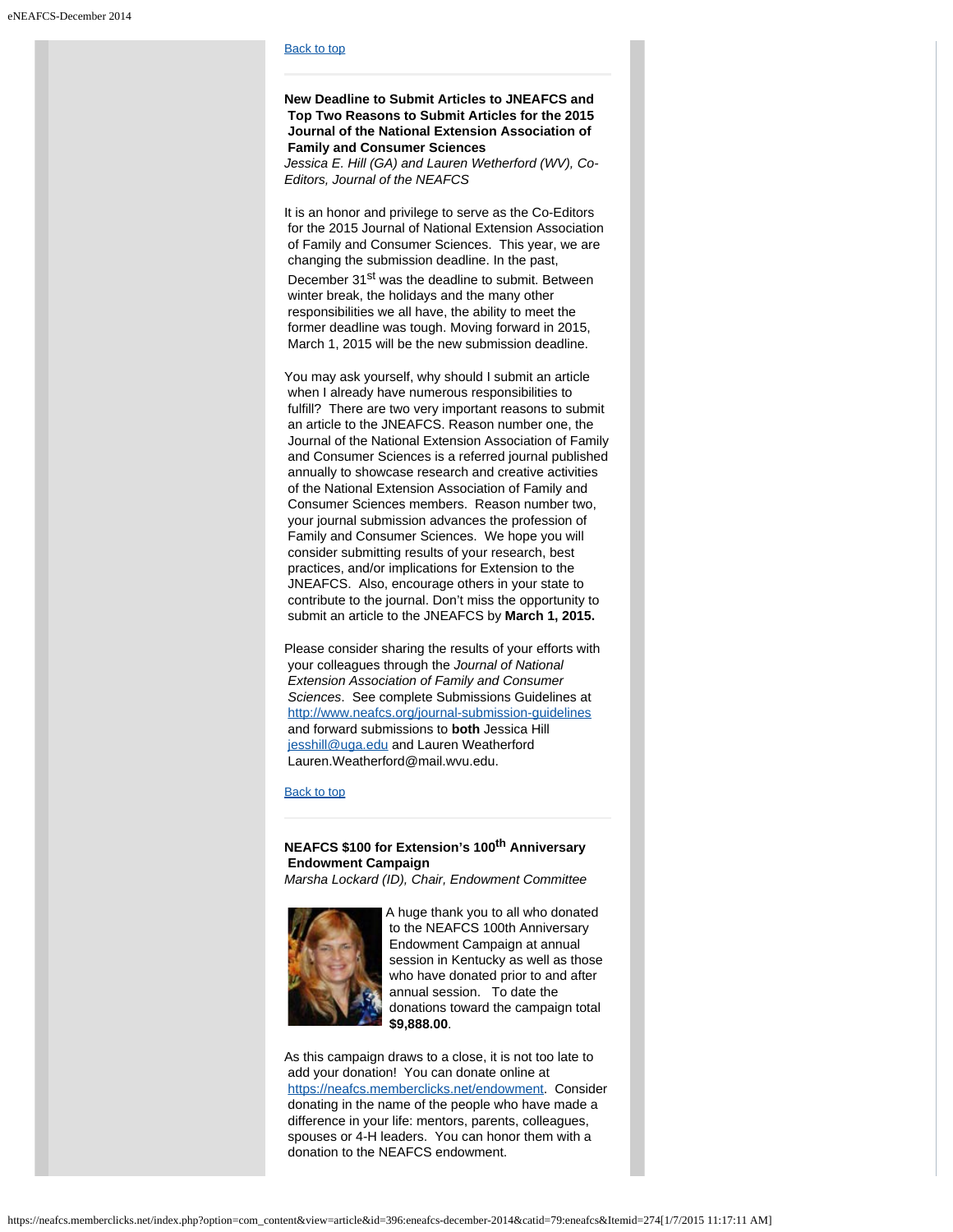[Back to top](#)

---

**New Deadline to Submit Articles to JNEAFCS and Top Two Reasons to Submit Articles for the 2015 Journal of the National Extension Association of Family and Consumer Sciences**

*Jessica E. Hill (GA) and Lauren Wetherford (WV), Co-Editors, Journal of the NEAFCS*

It is an honor and privilege to serve as the Co-Editors for the 2015 Journal of National Extension Association of Family and Consumer Sciences. This year, we are changing the submission deadline. In the past, December 31st was the deadline to submit. Between winter break, the holidays and the many other responsibilities we all have, the ability to meet the former deadline was tough. Moving forward in 2015, March 1, 2015 will be the new submission deadline.

You may ask yourself, why should I submit an article when I already have numerous responsibilities to fulfill? There are two very important reasons to submit an article to the JNEAFCS. Reason number one, the Journal of the National Extension Association of Family and Consumer Sciences is a referred journal published annually to showcase research and creative activities of the National Extension Association of Family and Consumer Sciences members. Reason number two, your journal submission advances the profession of Family and Consumer Sciences. We hope you will consider submitting results of your research, best practices, and/or implications for Extension to the JNEAFCS. Also, encourage others in your state to contribute to the journal. Don't miss the opportunity to submit an article to the JNEAFCS by **March 1, 2015.**

Please consider sharing the results of your efforts with your colleagues through the *Journal of National Extension Association of Family and Consumer Sciences*. See complete Submissions Guidelines at http://www.neafcs.org/journal-submission-guidelines and forward submissions to **both** Jessica Hill jesshill@uga.edu and Lauren Weatherford Lauren.Weatherford@mail.wvu.edu.

[Back to top](#)

---

**NEAFCS $100 for Extension's 100th Anniversary Endowment Campaign**

*Marsha Lockard (ID), Chair, Endowment Committee*

A huge thank you to all who donated to the NEAFCS 100th Anniversary Endowment Campaign at annual session in Kentucky as well as those who have donated prior to and after annual session. To date the donations toward the campaign total **$9,888.00**.

As this campaign draws to a close, it is not too late to add your donation! You can donate online at https://neafcs.memberclicks.net/endowment. Consider donating in the name of the people who have made a difference in your life: mentors, parents, colleagues, spouses or 4-H leaders. You can honor them with a donation to the NEAFCS endowment.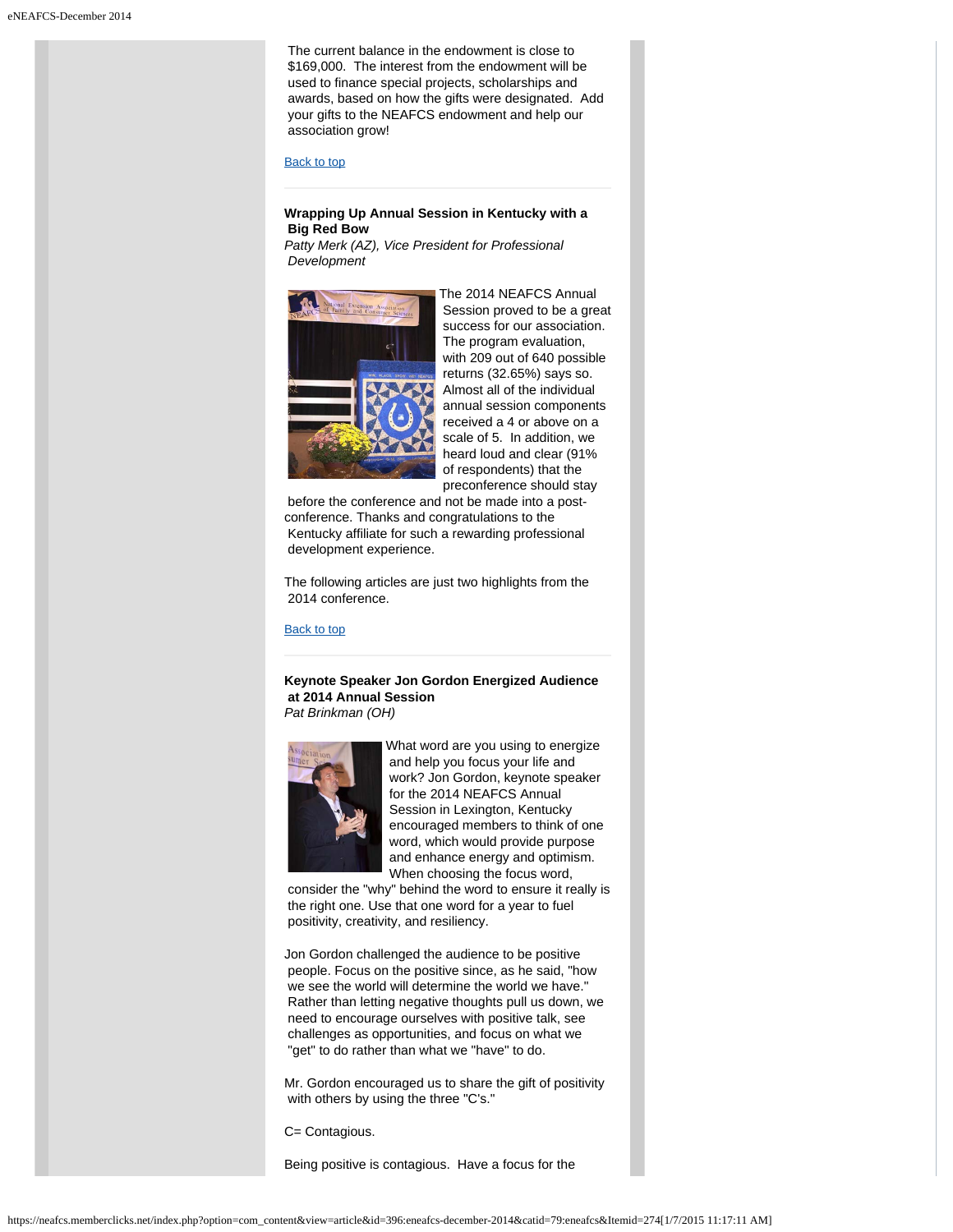The current balance in the endowment is close to $169,000. The interest from the endowment will be used to finance special projects, scholarships and awards, based on how the gifts were designated. Add your gifts to the NEAFCS endowment and help our association grow!

Back to top

**Wrapping Up Annual Session in Kentucky with a Big Red Bow**

*Patty Merk (AZ), Vice President for Professional Development*

The 2014 NEAFCS Annual Session proved to be a great success for our association. The program evaluation, with 209 out of 640 possible returns (32.65%) says so. Almost all of the individual annual session components received a 4 or above on a scale of 5. In addition, we heard loud and clear (91% of respondents) that the preconference should stay before the conference and not be made into a post-conference. Thanks and congratulations to the Kentucky affiliate for such a rewarding professional development experience.

The following articles are just two highlights from the 2014 conference.

Back to top

**Keynote Speaker Jon Gordon Energized Audience at 2014 Annual Session**

*Pat Brinkman (OH)*

What word are you using to energize and help you focus your life and work? Jon Gordon, keynote speaker for the 2014 NEAFCS Annual Session in Lexington, Kentucky encouraged members to think of one word, which would provide purpose and enhance energy and optimism. When choosing the focus word, consider the "why" behind the word to ensure it really is the right one. Use that one word for a year to fuel positivity, creativity, and resiliency.

Jon Gordon challenged the audience to be positive people. Focus on the positive since, as he said, "how we see the world will determine the world we have." Rather than letting negative thoughts pull us down, we need to encourage ourselves with positive talk, see challenges as opportunities, and focus on what we "get" to do rather than what we "have" to do.

Mr. Gordon encouraged us to share the gift of positivity with others by using the three "C's."

C= Contagious.

Being positive is contagious. Have a focus for the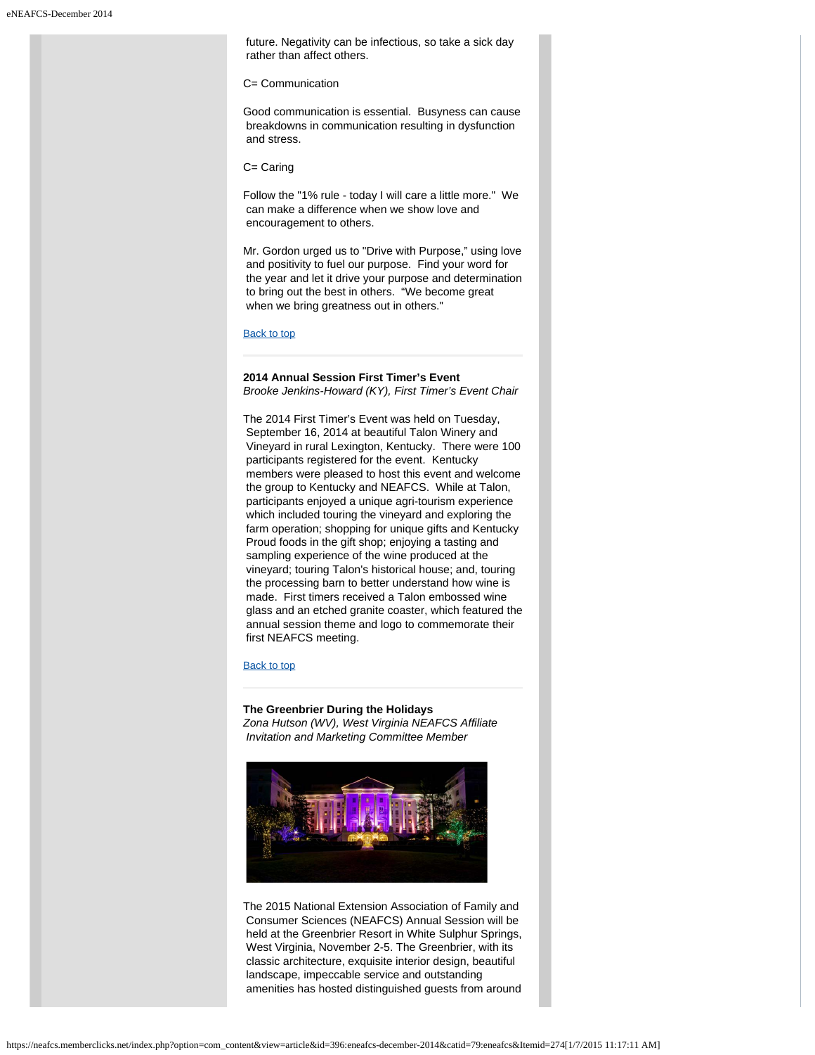future. Negativity can be infectious, so take a sick day rather than affect others.

C= Communication

Good communication is essential. Busyness can cause breakdowns in communication resulting in dysfunction and stress.

C= Caring

Follow the "1% rule - today I will care a little more." We can make a difference when we show love and encouragement to others.

Mr. Gordon urged us to "Drive with Purpose," using love and positivity to fuel our purpose. Find your word for the year and let it drive your purpose and determination to bring out the best in others. "We become great when we bring greatness out in others."

Back to top

---

**2014 Annual Session First Timer's Event**
*Brooke Jenkins-Howard (KY), First Timer's Event Chair*

The 2014 First Timer's Event was held on Tuesday, September 16, 2014 at beautiful Talon Winery and Vineyard in rural Lexington, Kentucky. There were 100 participants registered for the event. Kentucky members were pleased to host this event and welcome the group to Kentucky and NEAFCS. While at Talon, participants enjoyed a unique agri-tourism experience which included touring the vineyard and exploring the farm operation; shopping for unique gifts and Kentucky Proud foods in the gift shop; enjoying a tasting and sampling experience of the wine produced at the vineyard; touring Talon's historical house; and, touring the processing barn to better understand how wine is made. First timers received a Talon embossed wine glass and an etched granite coaster, which featured the annual session theme and logo to commemorate their first NEAFCS meeting.

Back to top

---

**The Greenbrier During the Holidays**
*Zona Hutson (WV), West Virginia NEAFCS Affiliate Invitation and Marketing Committee Member*

The 2015 National Extension Association of Family and Consumer Sciences (NEAFCS) Annual Session will be held at the Greenbrier Resort in White Sulphur Springs, West Virginia, November 2-5. The Greenbrier, with its classic architecture, exquisite interior design, beautiful landscape, impeccable service and outstanding amenities has hosted distinguished guests from around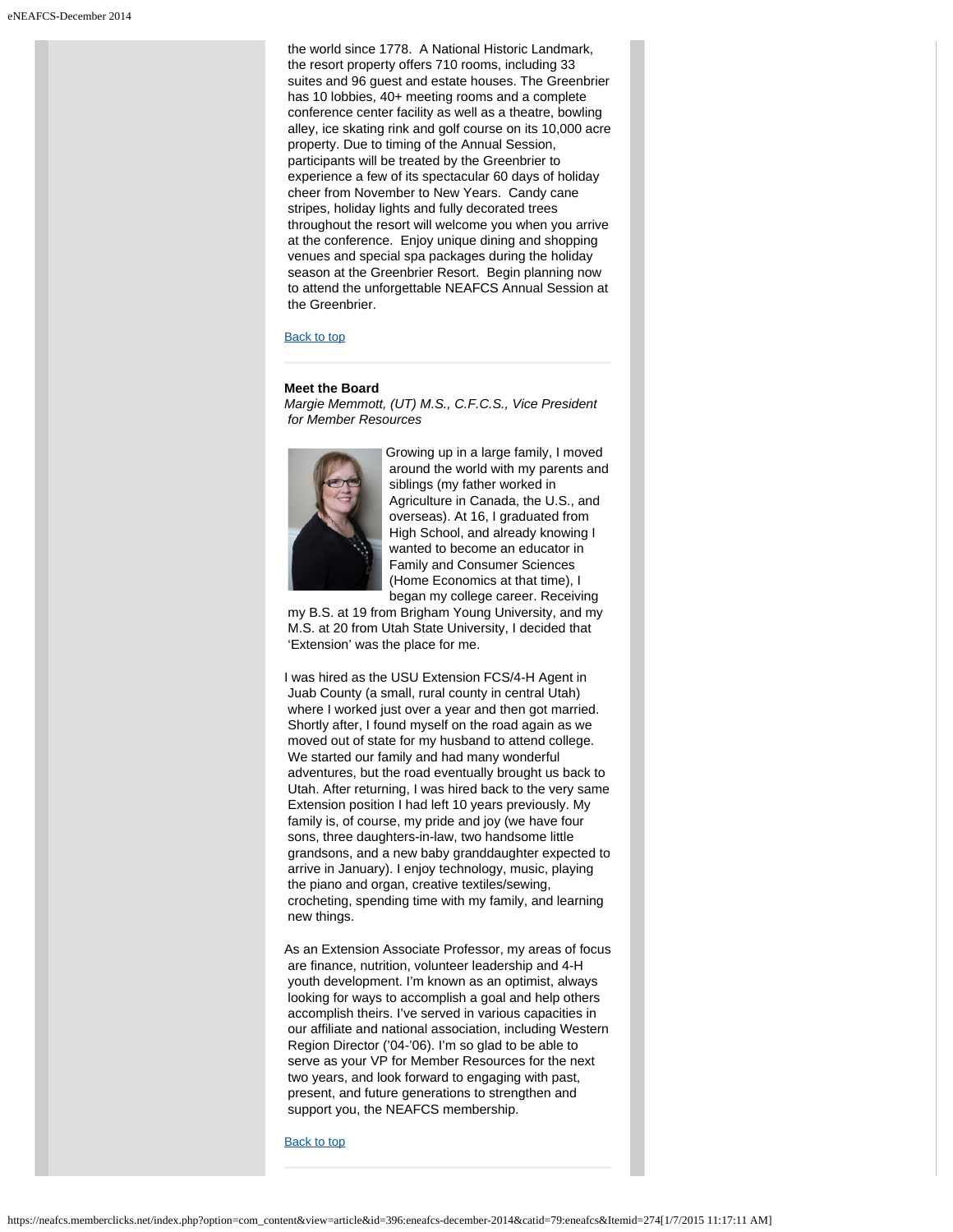the world since 1778. A National Historic Landmark, the resort property offers 710 rooms, including 33 suites and 96 guest and estate houses. The Greenbrier has 10 lobbies, 40+ meeting rooms and a complete conference center facility as well as a theatre, bowling alley, ice skating rink and golf course on its 10,000 acre property. Due to timing of the Annual Session, participants will be treated by the Greenbrier to experience a few of its spectacular 60 days of holiday cheer from November to New Years. Candy cane stripes, holiday lights and fully decorated trees throughout the resort will welcome you when you arrive at the conference. Enjoy unique dining and shopping venues and special spa packages during the holiday season at the Greenbrier Resort. Begin planning now to attend the unforgettable NEAFCS Annual Session at the Greenbrier.

Back to top

**Meet the Board**

*Margie Memmott, (UT) M.S., C.F.C.S., Vice President for Member Resources*

Growing up in a large family, I moved around the world with my parents and siblings (my father worked in Agriculture in Canada, the U.S., and overseas). At 16, I graduated from High School, and already knowing I wanted to become an educator in Family and Consumer Sciences (Home Economics at that time), I began my college career. Receiving my B.S. at 19 from Brigham Young University, and my M.S. at 20 from Utah State University, I decided that 'Extension' was the place for me.

I was hired as the USU Extension FCS/4-H Agent in Juab County (a small, rural county in central Utah) where I worked just over a year and then got married. Shortly after, I found myself on the road again as we moved out of state for my husband to attend college. We started our family and had many wonderful adventures, but the road eventually brought us back to Utah. After returning, I was hired back to the very same Extension position I had left 10 years previously. My family is, of course, my pride and joy (we have four sons, three daughters-in-law, two handsome little grandsons, and a new baby granddaughter expected to arrive in January). I enjoy technology, music, playing the piano and organ, creative textiles/sewing, crocheting, spending time with my family, and learning new things.

As an Extension Associate Professor, my areas of focus are finance, nutrition, volunteer leadership and 4-H youth development. I'm known as an optimist, always looking for ways to accomplish a goal and help others accomplish theirs. I've served in various capacities in our affiliate and national association, including Western Region Director ('04-'06). I'm so glad to be able to serve as your VP for Member Resources for the next two years, and look forward to engaging with past, present, and future generations to strengthen and support you, the NEAFCS membership.

Back to top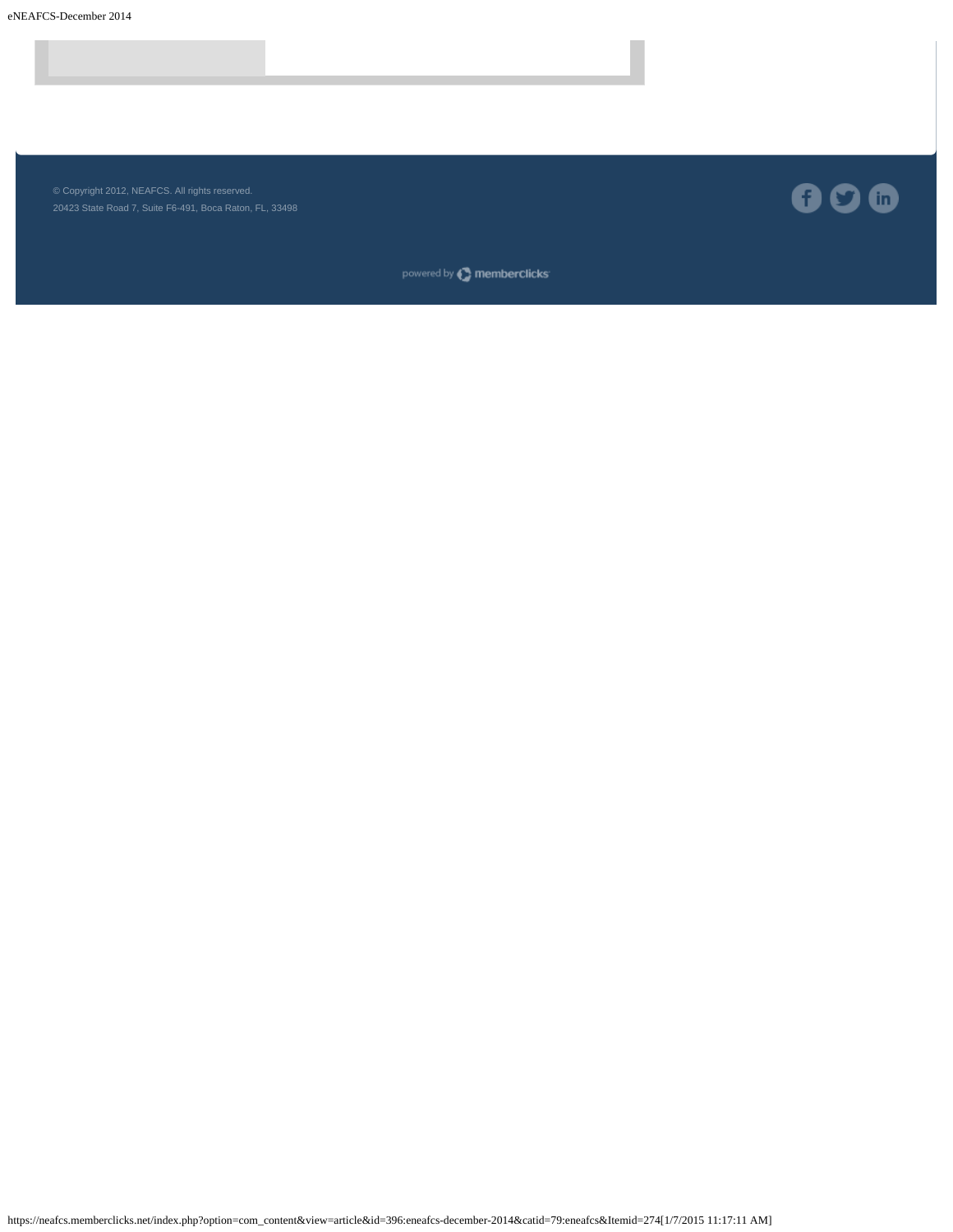© Copyright 2012, NEAFCS. All rights reserved.

20423 State Road 7, Suite F6-491, Boca Raton, FL, 33498

powered by memberclicks